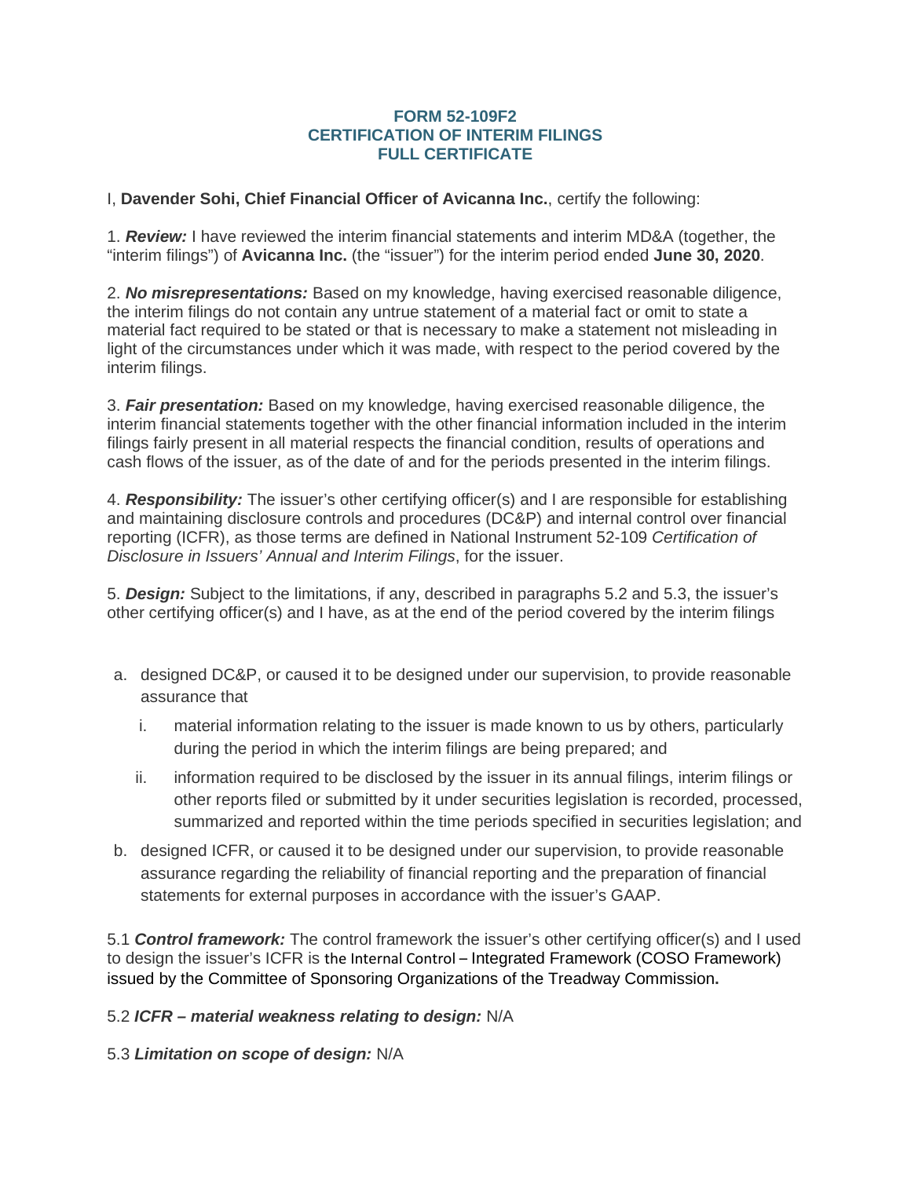**FORM 52-109F2**
**CERTIFICATION OF INTERIM FILINGS**
**FULL CERTIFICATE**

I, **Davender Sohi, Chief Financial Officer of Avicanna Inc.**, certify the following:

1. ***Review:*** I have reviewed the interim financial statements and interim MD&A (together, the "interim filings") of **Avicanna Inc.** (the "issuer") for the interim period ended **June 30, 2020**.

2. ***No misrepresentations:*** Based on my knowledge, having exercised reasonable diligence, the interim filings do not contain any untrue statement of a material fact or omit to state a material fact required to be stated or that is necessary to make a statement not misleading in light of the circumstances under which it was made, with respect to the period covered by the interim filings.

3. ***Fair presentation:*** Based on my knowledge, having exercised reasonable diligence, the interim financial statements together with the other financial information included in the interim filings fairly present in all material respects the financial condition, results of operations and cash flows of the issuer, as of the date of and for the periods presented in the interim filings.

4. ***Responsibility:*** The issuer's other certifying officer(s) and I are responsible for establishing and maintaining disclosure controls and procedures (DC&P) and internal control over financial reporting (ICFR), as those terms are defined in National Instrument 52-109 *Certification of Disclosure in Issuers' Annual and Interim Filings*, for the issuer.

5. ***Design:*** Subject to the limitations, if any, described in paragraphs 5.2 and 5.3, the issuer's other certifying officer(s) and I have, as at the end of the period covered by the interim filings

a. designed DC&P, or caused it to be designed under our supervision, to provide reasonable assurance that

   i. material information relating to the issuer is made known to us by others, particularly during the period in which the interim filings are being prepared; and

   ii. information required to be disclosed by the issuer in its annual filings, interim filings or other reports filed or submitted by it under securities legislation is recorded, processed, summarized and reported within the time periods specified in securities legislation; and

b. designed ICFR, or caused it to be designed under our supervision, to provide reasonable assurance regarding the reliability of financial reporting and the preparation of financial statements for external purposes in accordance with the issuer's GAAP.

5.1 ***Control framework:*** The control framework the issuer's other certifying officer(s) and I used to design the issuer's ICFR is the Internal Control – Integrated Framework (COSO Framework) issued by the Committee of Sponsoring Organizations of the Treadway Commission**.**

5.2 ***ICFR – material weakness relating to design:*** N/A

5.3 ***Limitation on scope of design:*** N/A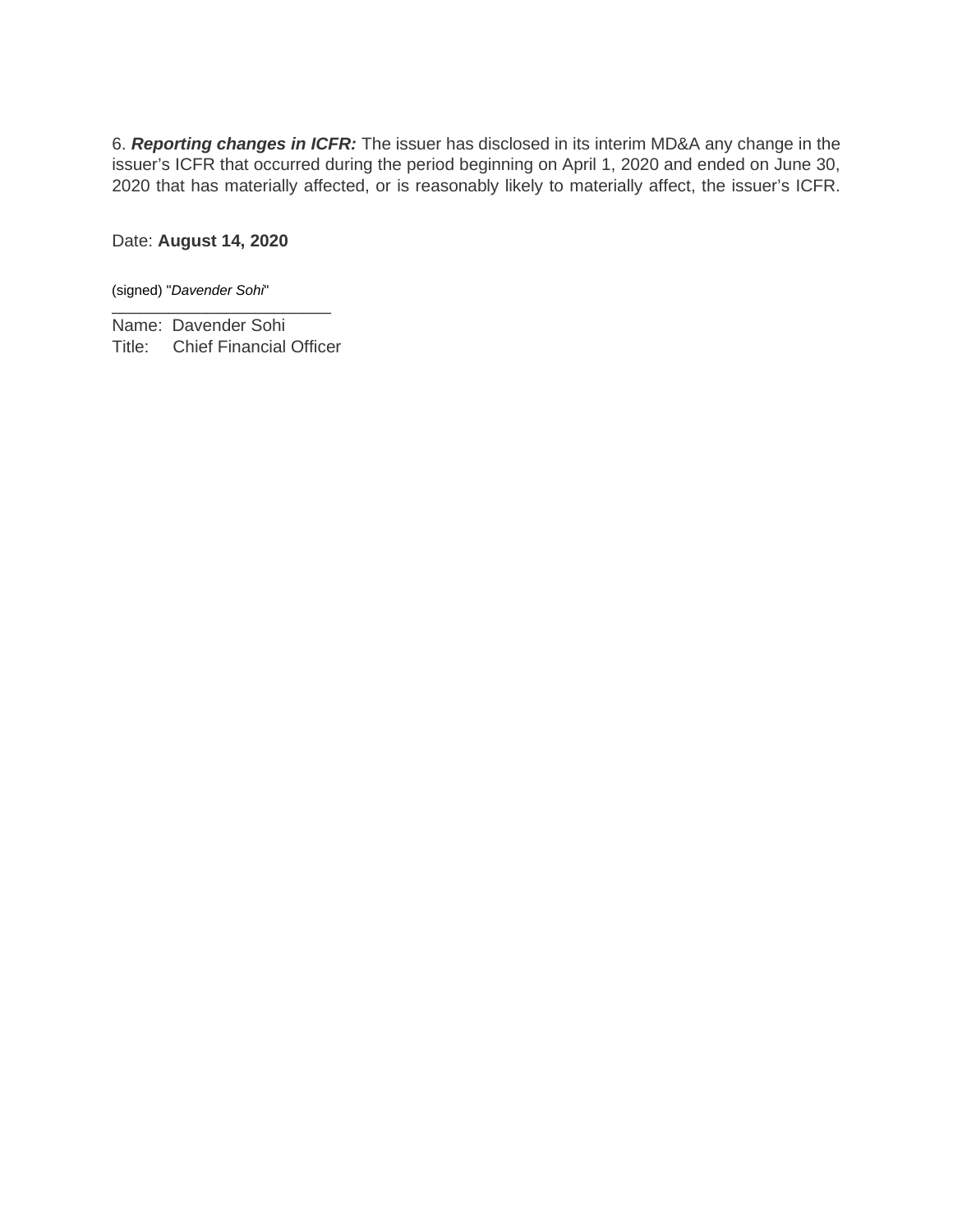6. ***Reporting changes in ICFR:*** The issuer has disclosed in its interim MD&A any change in the issuer's ICFR that occurred during the period beginning on April 1, 2020 and ended on June 30, 2020 that has materially affected, or is reasonably likely to materially affect, the issuer's ICFR.

Date: **August 14, 2020**

(signed) "*Davender Sohi*"

Name: Davender Sohi
Title: Chief Financial Officer